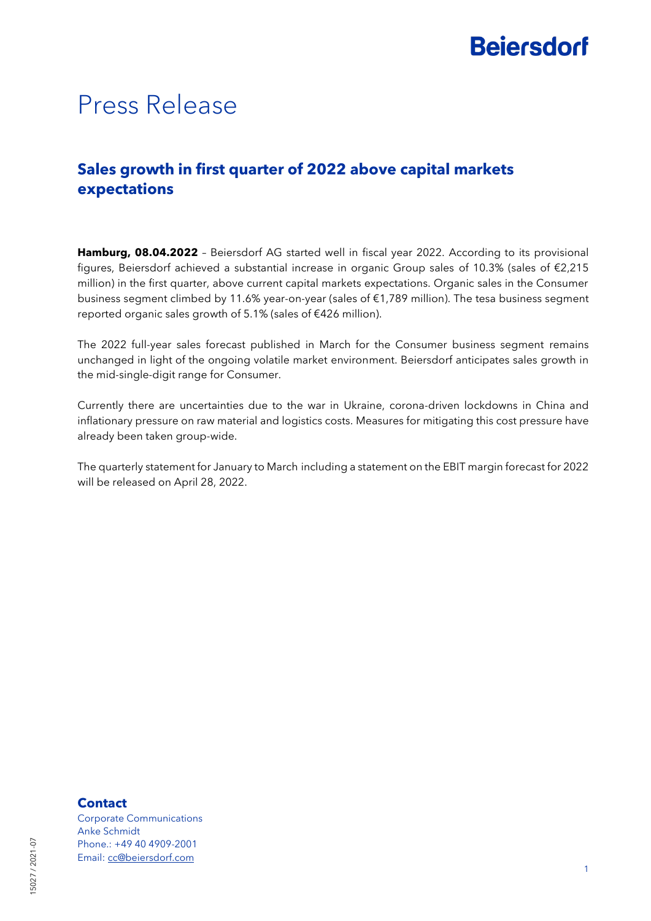# Press Release

## Sales growth in first quarter of 2022 above capital markets expectations

**Hamburg, 08.04.2022** – Beiersdorf AG started well in fiscal year 2022. According to its provisional figures, Beiersdorf achieved a substantial increase in organic Group sales of 10.3% (sales of €2,215 million) in the first quarter, above current capital markets expectations. Organic sales in the Consumer business segment climbed by 11.6% year-on-year (sales of €1,789 million). The tesa business segment reported organic sales growth of 5.1% (sales of €426 million).

The 2022 full-year sales forecast published in March for the Consumer business segment remains unchanged in light of the ongoing volatile market environment. Beiersdorf anticipates sales growth in the mid-single-digit range for Consumer.

Currently there are uncertainties due to the war in Ukraine, corona-driven lockdowns in China and inflationary pressure on raw material and logistics costs. Measures for mitigating this cost pressure have already been taken group-wide.

The quarterly statement for January to March including a statement on the EBIT margin forecast for 2022 will be released on April 28, 2022.

### Contact

Corporate Communications
Anke Schmidt
Phone.: +49 40 4909-2001
Email: cc@beiersdorf.com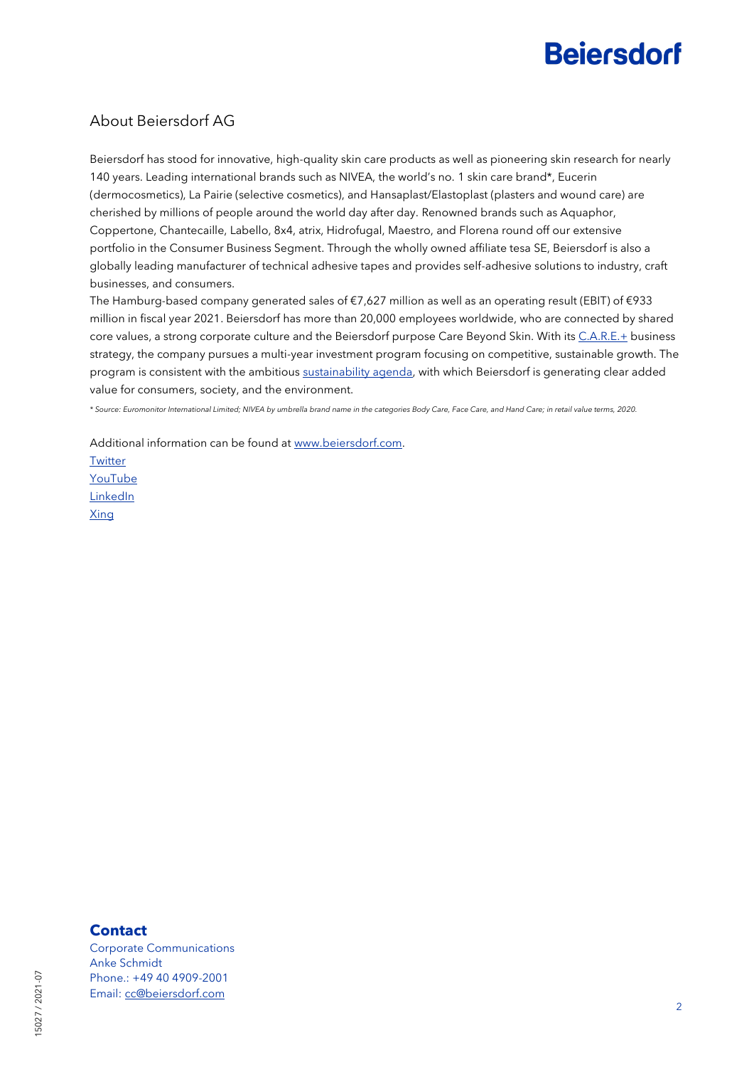## About Beiersdorf AG

Beiersdorf has stood for innovative, high-quality skin care products as well as pioneering skin research for nearly 140 years. Leading international brands such as NIVEA, the world's no. 1 skin care brand*, Eucerin (dermocosmetics), La Pairie (selective cosmetics), and Hansaplast/Elastoplast (plasters and wound care) are cherished by millions of people around the world day after day. Renowned brands such as Aquaphor, Coppertone, Chantecaille, Labello, 8x4, atrix, Hidrofugal, Maestro, and Florena round off our extensive portfolio in the Consumer Business Segment. Through the wholly owned affiliate tesa SE, Beiersdorf is also a globally leading manufacturer of technical adhesive tapes and provides self-adhesive solutions to industry, craft businesses, and consumers.

The Hamburg-based company generated sales of €7,627 million as well as an operating result (EBIT) of €933 million in fiscal year 2021. Beiersdorf has more than 20,000 employees worldwide, who are connected by shared core values, a strong corporate culture and the Beiersdorf purpose Care Beyond Skin. With its C.A.R.E.+ business strategy, the company pursues a multi-year investment program focusing on competitive, sustainable growth. The program is consistent with the ambitious sustainability agenda, with which Beiersdorf is generating clear added value for consumers, society, and the environment.

*\* Source: Euromonitor International Limited; NIVEA by umbrella brand name in the categories Body Care, Face Care, and Hand Care; in retail value terms, 2020.*

Additional information can be found at www.beiersdorf.com.

Twitter

YouTube

LinkedIn

Xing

**Contact**

Corporate Communications
Anke Schmidt
Phone.: +49 40 4909-2001
Email: cc@beiersdorf.com